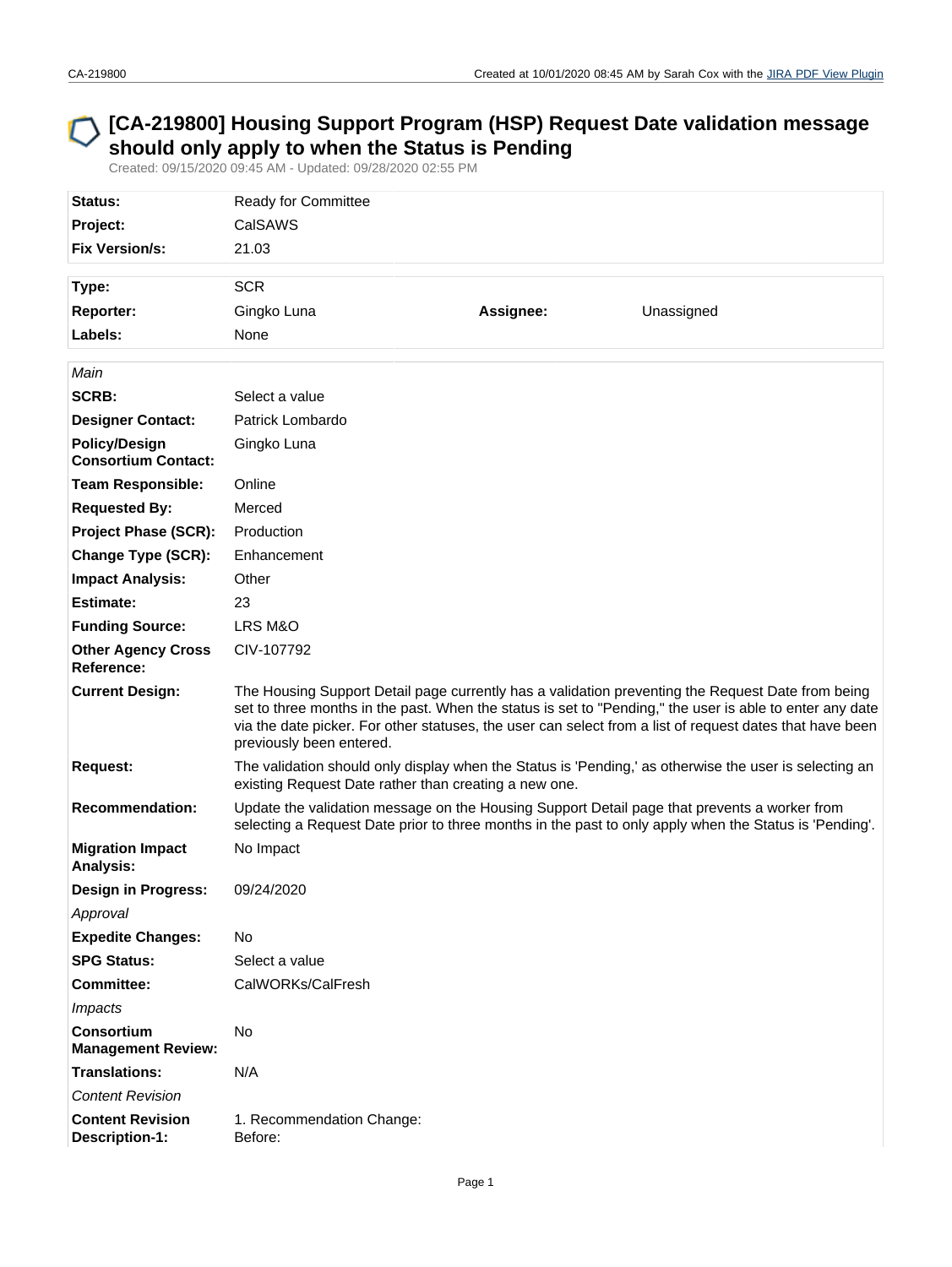# [CA-219800] Housing Support Program (HSP) Request Date validation message should only apply to when the Status is Pending

Created: 09/15/2020 09:45 AM - Updated: 09/28/2020 02:55 PM

| | |
|---|---|
| **Status:** | Ready for Committee |
| **Project:** | CalSAWS |
| **Fix Version/s:** | 21.03 |

| | | | |
|---|---|---|---|
| **Type:** | SCR | | |
| **Reporter:** | Gingko Luna | **Assignee:** | Unassigned |
| **Labels:** | None | | |

| | |
|---|---|
| *Main* | |
| **SCRB:** | Select a value |
| **Designer Contact:** | Patrick Lombardo |
| **Policy/Design Consortium Contact:** | Gingko Luna |
| **Team Responsible:** | Online |
| **Requested By:** | Merced |
| **Project Phase (SCR):** | Production |
| **Change Type (SCR):** | Enhancement |
| **Impact Analysis:** | Other |
| **Estimate:** | 23 |
| **Funding Source:** | LRS M&O |
| **Other Agency Cross Reference:** | CIV-107792 |
| **Current Design:** | The Housing Support Detail page currently has a validation preventing the Request Date from being set to three months in the past. When the status is set to "Pending," the user is able to enter any date via the date picker. For other statuses, the user can select from a list of request dates that have been previously been entered. |
| **Request:** | The validation should only display when the Status is 'Pending,' as otherwise the user is selecting an existing Request Date rather than creating a new one. |
| **Recommendation:** | Update the validation message on the Housing Support Detail page that prevents a worker from selecting a Request Date prior to three months in the past to only apply when the Status is 'Pending'. |
| **Migration Impact Analysis:** | No Impact |
| **Design in Progress:** | 09/24/2020 |
| *Approval* | |
| **Expedite Changes:** | No |
| **SPG Status:** | Select a value |
| **Committee:** | CalWORKs/CalFresh |
| *Impacts* | |
| **Consortium Management Review:** | No |
| **Translations:** | N/A |
| *Content Revision* | |
| **Content Revision Description-1:** | 1. Recommendation Change:<br>Before: |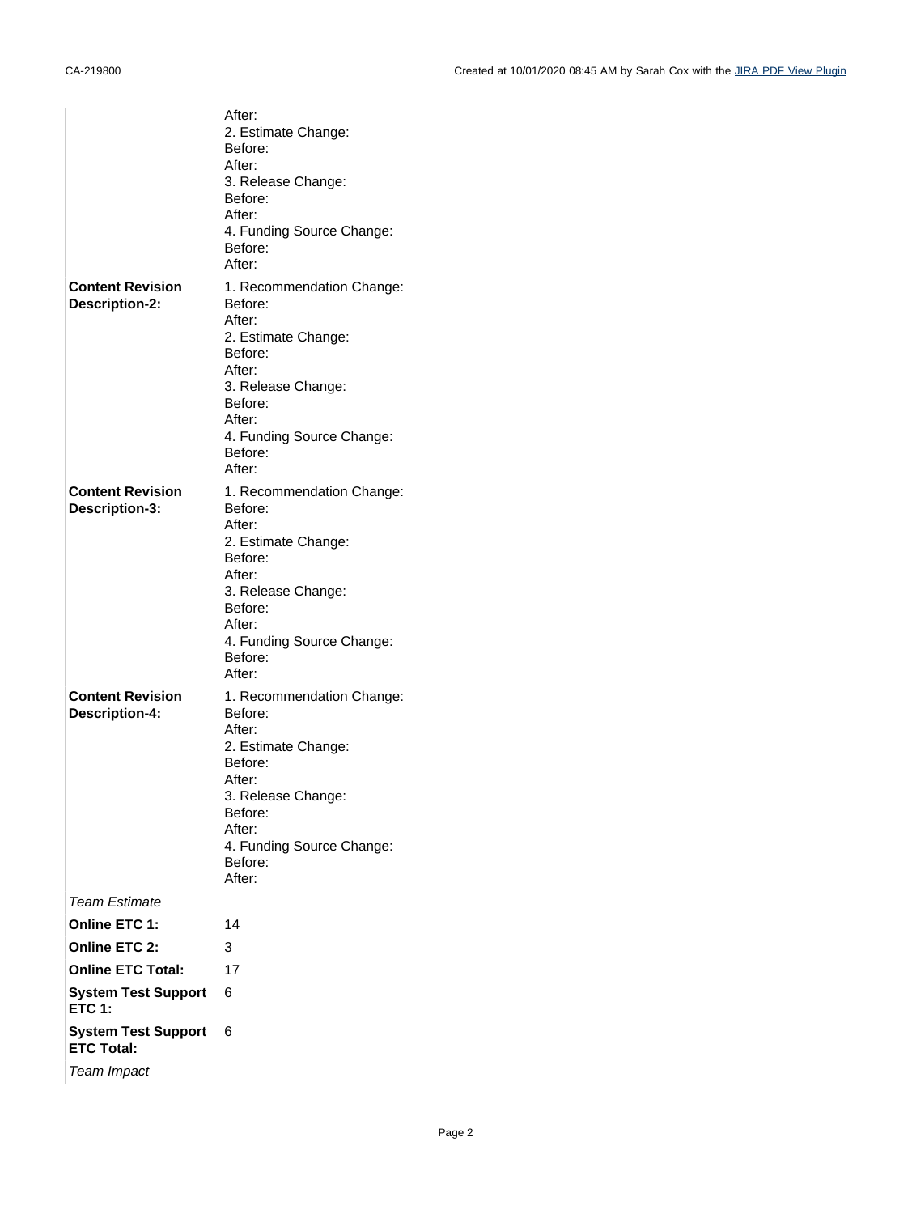| | |
|---|---|
| | After:<br>2. Estimate Change:<br>Before:<br>After:<br>3. Release Change:<br>Before:<br>After:<br>4. Funding Source Change:<br>Before:<br>After: |
| **Content Revision Description-2:** | 1. Recommendation Change:<br>Before:<br>After:<br>2. Estimate Change:<br>Before:<br>After:<br>3. Release Change:<br>Before:<br>After:<br>4. Funding Source Change:<br>Before:<br>After: |
| **Content Revision Description-3:** | 1. Recommendation Change:<br>Before:<br>After:<br>2. Estimate Change:<br>Before:<br>After:<br>3. Release Change:<br>Before:<br>After:<br>4. Funding Source Change:<br>Before:<br>After: |
| **Content Revision Description-4:** | 1. Recommendation Change:<br>Before:<br>After:<br>2. Estimate Change:<br>Before:<br>After:<br>3. Release Change:<br>Before:<br>After:<br>4. Funding Source Change:<br>Before:<br>After: |
| *Team Estimate* | |
| **Online ETC 1:** | 14 |
| **Online ETC 2:** | 3 |
| **Online ETC Total:** | 17 |
| **System Test Support ETC 1:** | 6 |
| **System Test Support ETC Total:** | 6 |
| *Team Impact* | |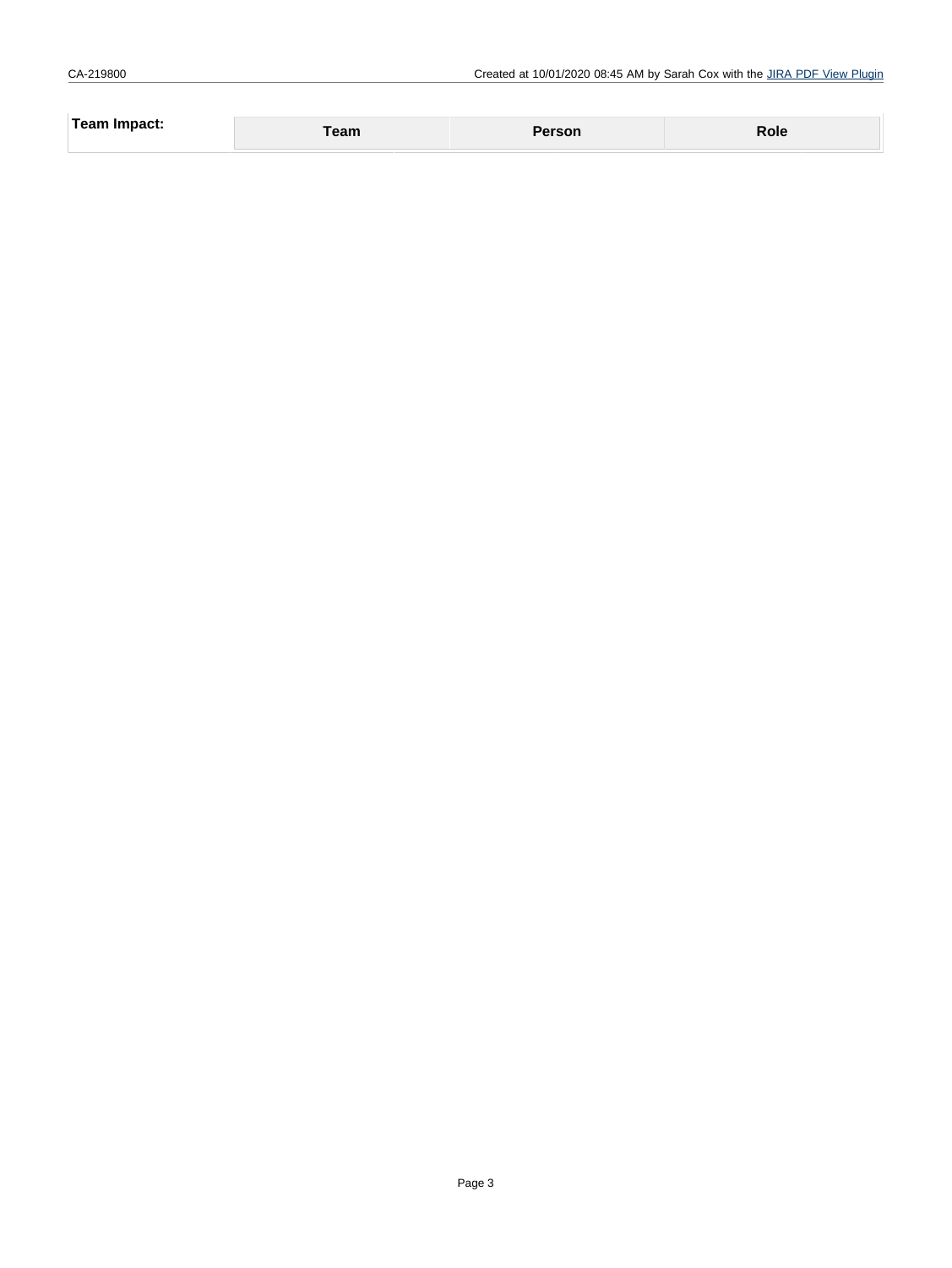| **Team Impact:** | Team | Person | Role |
| --- | --- | --- | --- |